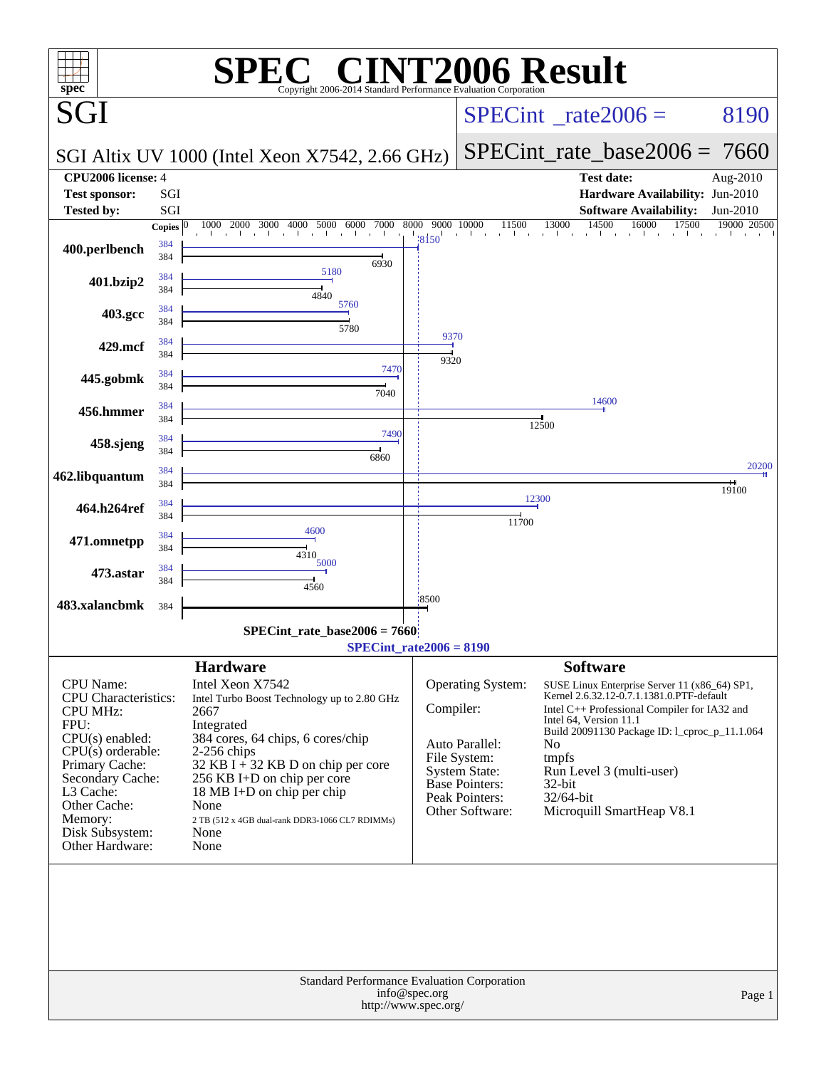# SPEC® CINT2006 Result

Copyright 2006-2014 Standard Performance Evaluation Corporation

## SGI

**SGI Altix UV 1000 (Intel Xeon X7542, 2.66 GHz)**

SPECint_rate2006 = 8190

SPECint_rate_base2006 = 7660

| | | | |
|---|---|---|---|
| **CPU2006 license:** | 4 | **Test date:** | Aug-2010 |
| **Test sponsor:** | SGI | **Hardware Availability:** | Jun-2010 |
| **Tested by:** | SGI | **Software Availability:** | Jun-2010 |

| Benchmark | Copies | Peak | Copies | Base |
|---|---|---|---|---|
| 400.perlbench | 384 | 8150 | 384 | 6930 |
| 401.bzip2 | 384 | 5180 | 384 | 4840 |
| 403.gcc | 384 | 5760 | 384 | 5780 |
| 429.mcf | 384 | 9370 | 384 | 9320 |
| 445.gobmk | 384 | 7470 | 384 | 7040 |
| 456.hmmer | 384 | 14600 | 384 | 12500 |
| 458.sjeng | 384 | 7490 | 384 | 6860 |
| 462.libquantum | 384 | 20200 | 384 | 19100 |
| 464.h264ref | 384 | 12300 | 384 | 11700 |
| 471.omnetpp | 384 | 4600 | 384 | 4310 |
| 473.astar | 384 | 5000 | 384 | 4560 |
| 483.xalancbmk | | | 384 | 8500 |

SPECint_rate_base2006 = 7660

SPECint_rate2006 = 8190

### Hardware

| | |
|---|---|
| CPU Name: | Intel Xeon X7542 |
| CPU Characteristics: | Intel Turbo Boost Technology up to 2.80 GHz |
| CPU MHz: | 2667 |
| FPU: | Integrated |
| CPU(s) enabled: | 384 cores, 64 chips, 6 cores/chip |
| CPU(s) orderable: | 2-256 chips |
| Primary Cache: | 32 KB I + 32 KB D on chip per core |
| Secondary Cache: | 256 KB I+D on chip per core |
| L3 Cache: | 18 MB I+D on chip per chip |
| Other Cache: | None |
| Memory: | 2 TB (512 x 4GB dual-rank DDR3-1066 CL7 RDIMMs) |
| Disk Subsystem: | None |
| Other Hardware: | None |

### Software

| | |
|---|---|
| Operating System: | SUSE Linux Enterprise Server 11 (x86_64) SP1, Kernel 2.6.32.12-0.7.1.1381.0.PTF-default |
| Compiler: | Intel C++ Professional Compiler for IA32 and Intel 64, Version 11.1 Build 20091130 Package ID: l_cproc_p_11.1.064 |
| Auto Parallel: | No |
| File System: | tmpfs |
| System State: | Run Level 3 (multi-user) |
| Base Pointers: | 32-bit |
| Peak Pointers: | 32/64-bit |
| Other Software: | Microquill SmartHeap V8.1 |

Standard Performance Evaluation Corporation
info@spec.org
http://www.spec.org/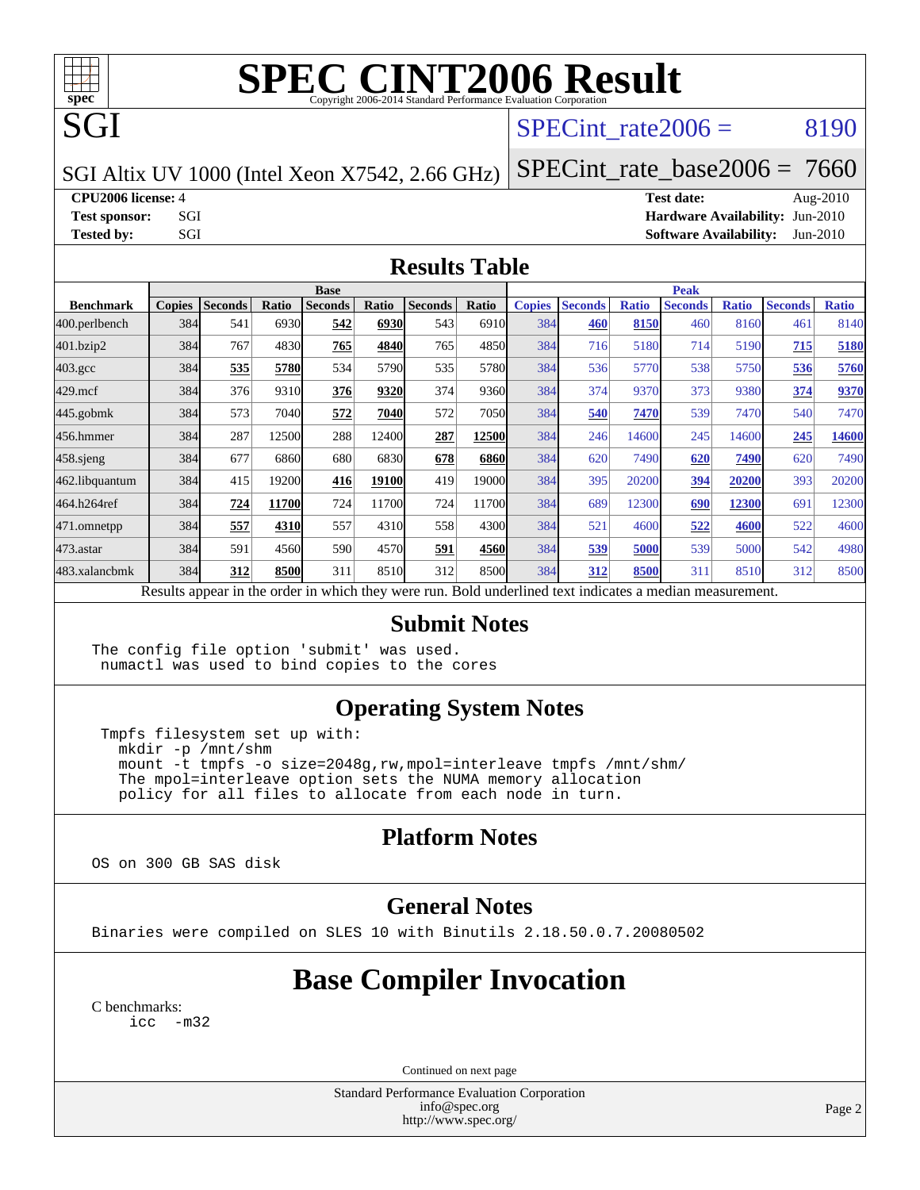# SPEC CINT2006 Result

Copyright 2006-2014 Standard Performance Evaluation Corporation

## SGI

SGI Altix UV 1000 (Intel Xeon X7542, 2.66 GHz)

SPECint_rate2006 = 8190

SPECint_rate_base2006 = 7660

**CPU2006 license:** 4
**Test sponsor:** SGI
**Tested by:** SGI

**Test date:** Aug-2010
**Hardware Availability:** Jun-2010
**Software Availability:** Jun-2010

## Results Table

| Benchmark | Base | | | | | | | Peak | | | | | | |
|---|---|---|---|---|---|---|---|---|---|---|---|---|---|---|
| | Copies | Seconds | Ratio | Seconds | Ratio | Seconds | Ratio | Copies | Seconds | Ratio | Seconds | Ratio | Seconds | Ratio |
| 400.perlbench | 384 | 541 | 6930 | **542** | **6930** | 543 | 6910 | 384 | **460** | **8150** | 460 | 8160 | 461 | 8140 |
| 401.bzip2 | 384 | 767 | 4830 | **765** | **4840** | 765 | 4850 | 384 | 716 | 5180 | 714 | 5190 | **715** | **5180** |
| 403.gcc | 384 | **535** | **5780** | 534 | 5790 | 535 | 5780 | 384 | 536 | 5770 | 538 | 5750 | **536** | **5760** |
| 429.mcf | 384 | 376 | 9310 | **376** | **9320** | 374 | 9360 | 384 | 374 | 9370 | 373 | 9380 | **374** | **9370** |
| 445.gobmk | 384 | 573 | 7040 | **572** | **7040** | 572 | 7050 | 384 | **540** | **7470** | 539 | 7470 | 540 | 7470 |
| 456.hmmer | 384 | 287 | 12500 | 288 | 12400 | **287** | **12500** | 384 | 246 | 14600 | 245 | 14600 | **245** | **14600** |
| 458.sjeng | 384 | 677 | 6860 | 680 | 6830 | **678** | **6860** | 384 | 620 | 7490 | **620** | **7490** | 620 | 7490 |
| 462.libquantum | 384 | 415 | 19200 | **416** | **19100** | 419 | 19000 | 384 | 395 | 20200 | **394** | **20200** | 393 | 20200 |
| 464.h264ref | 384 | **724** | **11700** | 724 | 11700 | 724 | 11700 | 384 | 689 | 12300 | **690** | **12300** | 691 | 12300 |
| 471.omnetpp | 384 | **557** | **4310** | 557 | 4310 | 558 | 4300 | 384 | 521 | 4600 | **522** | **4600** | 522 | 4600 |
| 473.astar | 384 | 591 | 4560 | 590 | 4570 | **591** | **4560** | 384 | **539** | **5000** | 539 | 5000 | 542 | 4980 |
| 483.xalancbmk | 384 | **312** | **8500** | 311 | 8510 | 312 | 8500 | 384 | **312** | **8500** | 311 | 8510 | 312 | 8500 |

Results appear in the order in which they were run. Bold underlined text indicates a median measurement.

## Submit Notes

```
The config file option 'submit' was used.
 numactl was used to bind copies to the cores
```

## Operating System Notes

```
Tmpfs filesystem set up with:
  mkdir -p /mnt/shm
  mount -t tmpfs -o size=2048g,rw,mpol=interleave tmpfs /mnt/shm/
  The mpol=interleave option sets the NUMA memory allocation
  policy for all files to allocate from each node in turn.
```

## Platform Notes

```
OS on 300 GB SAS disk
```

## General Notes

```
Binaries were compiled on SLES 10 with Binutils 2.18.50.0.7.20080502
```

# Base Compiler Invocation

C benchmarks:

```
icc -m32
```

Continued on next page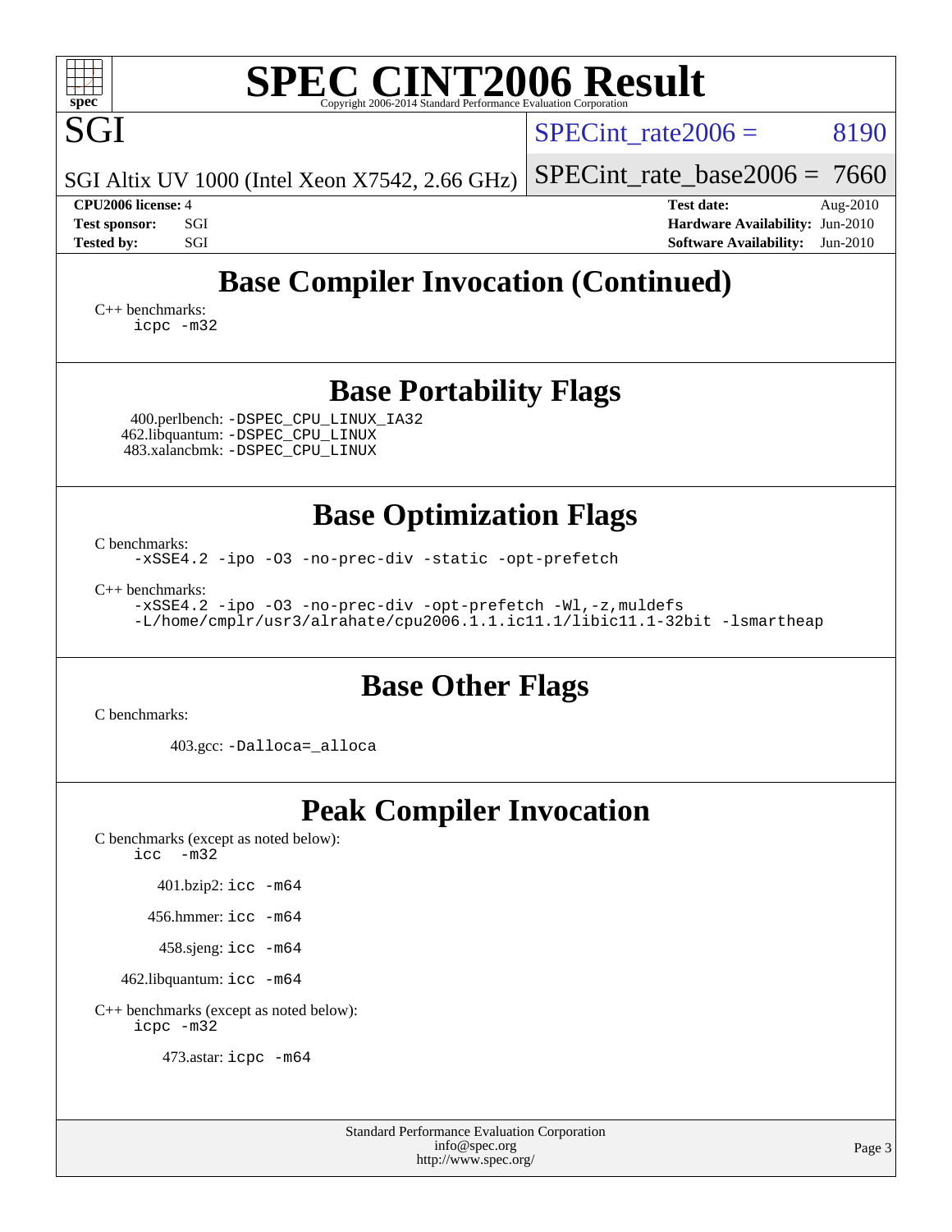# SPEC CINT2006 Result

SGI

SGI Altix UV 1000 (Intel Xeon X7542, 2.66 GHz)

SPECint_rate2006 = 8190

SPECint_rate_base2006 = 7660

**CPU2006 license:** 4
**Test sponsor:** SGI
**Tested by:** SGI

**Test date:** Aug-2010
**Hardware Availability:** Jun-2010
**Software Availability:** Jun-2010

## Base Compiler Invocation (Continued)

C++ benchmarks:
 icpc -m32

## Base Portability Flags

400.perlbench: -DSPEC_CPU_LINUX_IA32
462.libquantum: -DSPEC_CPU_LINUX
483.xalancbmk: -DSPEC_CPU_LINUX

## Base Optimization Flags

C benchmarks:
 -xSSE4.2 -ipo -O3 -no-prec-div -static -opt-prefetch

C++ benchmarks:
 -xSSE4.2 -ipo -O3 -no-prec-div -opt-prefetch -Wl,-z,muldefs
 -L/home/cmplr/usr3/alrahate/cpu2006.1.1.ic11.1/libic11.1-32bit -lsmartheap

## Base Other Flags

C benchmarks:

403.gcc: -Dalloca=_alloca

## Peak Compiler Invocation

C benchmarks (except as noted below):
 icc -m32

401.bzip2: icc -m64

456.hmmer: icc -m64

458.sjeng: icc -m64

462.libquantum: icc -m64

C++ benchmarks (except as noted below):
 icpc -m32

473.astar: icpc -m64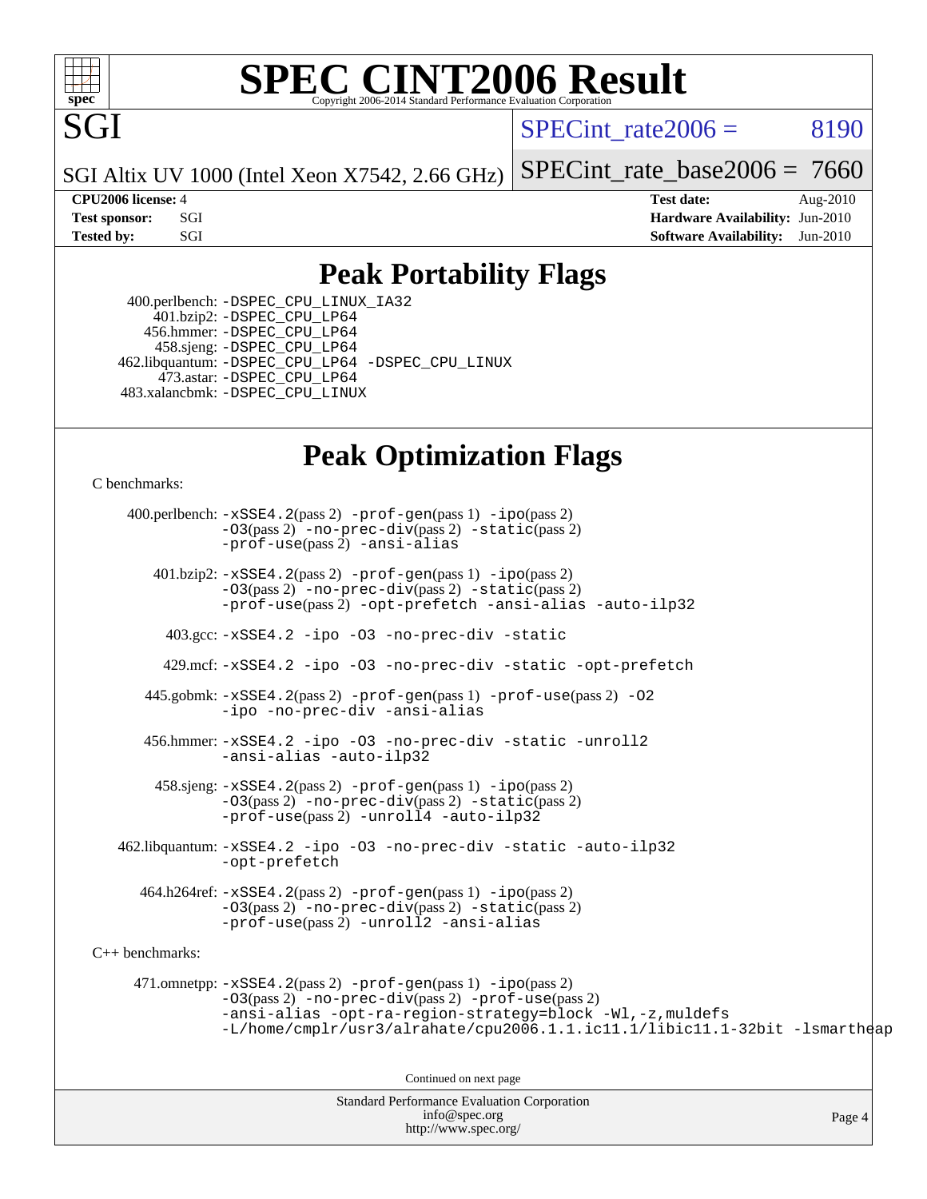# SPEC CINT2006 Result

Copyright 2006-2014 Standard Performance Evaluation Corporation

**SGI**

SGI Altix UV 1000 (Intel Xeon X7542, 2.66 GHz)

SPECint_rate2006 = 8190

SPECint_rate_base2006 = 7660

| | | | |
|---|---|---|---|
| **CPU2006 license:** 4 | | **Test date:** | Aug-2010 |
| **Test sponsor:** | SGI | **Hardware Availability:** | Jun-2010 |
| **Tested by:** | SGI | **Software Availability:** | Jun-2010 |

## Peak Portability Flags

400.perlbench: -DSPEC_CPU_LINUX_IA32
401.bzip2: -DSPEC_CPU_LP64
456.hmmer: -DSPEC_CPU_LP64
458.sjeng: -DSPEC_CPU_LP64
462.libquantum: -DSPEC_CPU_LP64 -DSPEC_CPU_LINUX
473.astar: -DSPEC_CPU_LP64
483.xalancbmk: -DSPEC_CPU_LINUX

## Peak Optimization Flags

C benchmarks:

400.perlbench: -xSSE4.2(pass 2) -prof-gen(pass 1) -ipo(pass 2) -O3(pass 2) -no-prec-div(pass 2) -static(pass 2) -prof-use(pass 2) -ansi-alias

401.bzip2: -xSSE4.2(pass 2) -prof-gen(pass 1) -ipo(pass 2) -O3(pass 2) -no-prec-div(pass 2) -static(pass 2) -prof-use(pass 2) -opt-prefetch -ansi-alias -auto-ilp32

403.gcc: -xSSE4.2 -ipo -O3 -no-prec-div -static

429.mcf: -xSSE4.2 -ipo -O3 -no-prec-div -static -opt-prefetch

445.gobmk: -xSSE4.2(pass 2) -prof-gen(pass 1) -prof-use(pass 2) -O2 -ipo -no-prec-div -ansi-alias

456.hmmer: -xSSE4.2 -ipo -O3 -no-prec-div -static -unroll2 -ansi-alias -auto-ilp32

458.sjeng: -xSSE4.2(pass 2) -prof-gen(pass 1) -ipo(pass 2) -O3(pass 2) -no-prec-div(pass 2) -static(pass 2) -prof-use(pass 2) -unroll4 -auto-ilp32

462.libquantum: -xSSE4.2 -ipo -O3 -no-prec-div -static -auto-ilp32 -opt-prefetch

464.h264ref: -xSSE4.2(pass 2) -prof-gen(pass 1) -ipo(pass 2) -O3(pass 2) -no-prec-div(pass 2) -static(pass 2) -prof-use(pass 2) -unroll2 -ansi-alias

C++ benchmarks:

471.omnetpp: -xSSE4.2(pass 2) -prof-gen(pass 1) -ipo(pass 2) -O3(pass 2) -no-prec-div(pass 2) -prof-use(pass 2) -ansi-alias -opt-ra-region-strategy=block -Wl,-z,muldefs -L/home/cmplr/usr3/alrahate/cpu2006.1.1.ic11.1/libic11.1-32bit -lsmartheap

Continued on next page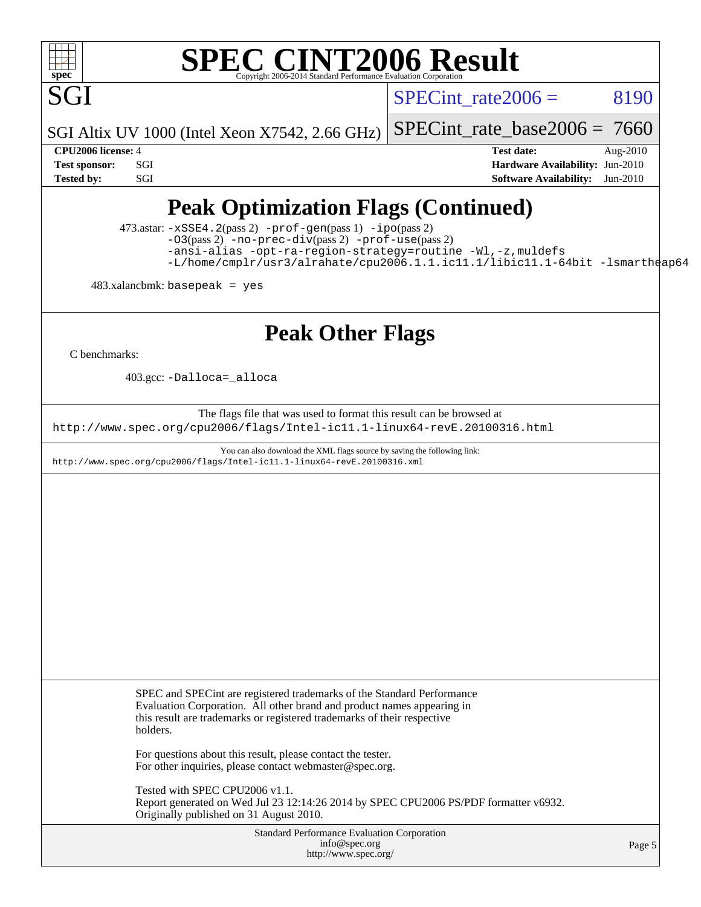# Peak Optimization Flags (Continued)

473.astar: `-xSSE4.2`(pass 2) `-prof-gen`(pass 1) `-ipo`(pass 2) `-O3`(pass 2) `-no-prec-div`(pass 2) `-prof-use`(pass 2) `-ansi-alias -opt-ra-region-strategy=routine -Wl,-z,muldefs -L/home/cmplr/usr3/alrahate/cpu2006.1.1.ic11.1/libic11.1-64bit -lsmartheap64`

483.xalancbmk: `basepeak = yes`

# Peak Other Flags

C benchmarks:

403.gcc: `-Dalloca=_alloca`

The flags file that was used to format this result can be browsed at
`http://www.spec.org/cpu2006/flags/Intel-ic11.1-linux64-revE.20100316.html`

You can also download the XML flags source by saving the following link:
`http://www.spec.org/cpu2006/flags/Intel-ic11.1-linux64-revE.20100316.xml`

SPEC and SPECint are registered trademarks of the Standard Performance Evaluation Corporation. All other brand and product names appearing in this result are trademarks or registered trademarks of their respective holders.

For questions about this result, please contact the tester.
For other inquiries, please contact webmaster@spec.org.

Tested with SPEC CPU2006 v1.1.
Report generated on Wed Jul 23 12:14:26 2014 by SPEC CPU2006 PS/PDF formatter v6932.
Originally published on 31 August 2010.